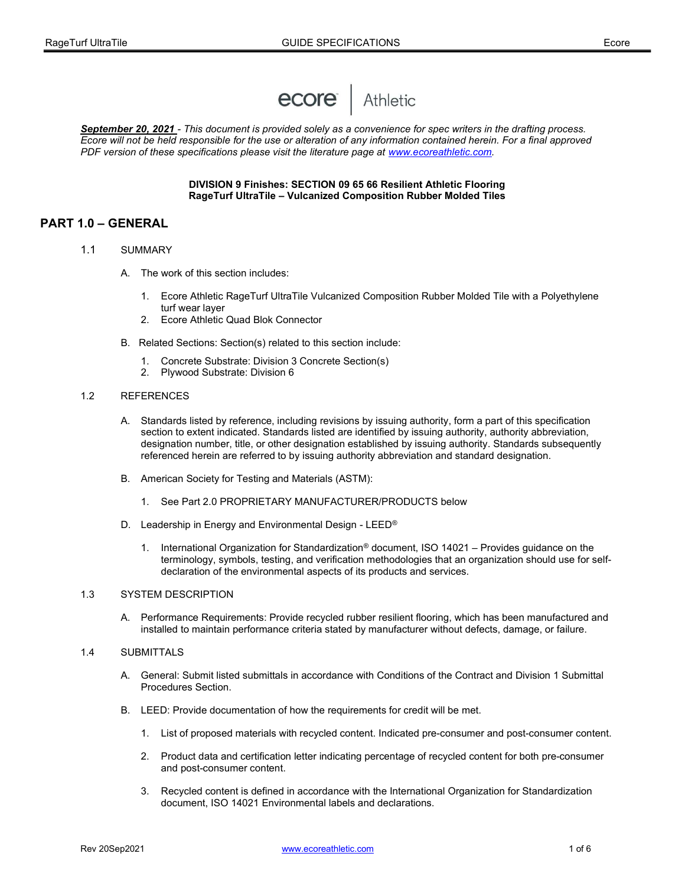ecore | Athletic

***September 20, 2021** - This document is provided solely as a convenience for spec writers in the drafting process. Ecore will not be held responsible for the use or alteration of any information contained herein. For a final approved PDF version of these specifications please visit the literature page at [www.ecoreathletic.com](www.ecoreathletic.com).*

**DIVISION 9 Finishes: SECTION 09 65 66 Resilient Athletic Flooring**
**RageTurf UltraTile – Vulcanized Composition Rubber Molded Tiles**

## PART 1.0 – GENERAL

1.1 SUMMARY

A. The work of this section includes:

1. Ecore Athletic RageTurf UltraTile Vulcanized Composition Rubber Molded Tile with a Polyethylene turf wear layer
2. Ecore Athletic Quad Blok Connector

B. Related Sections: Section(s) related to this section include:

1. Concrete Substrate: Division 3 Concrete Section(s)
2. Plywood Substrate: Division 6

1.2 REFERENCES

A. Standards listed by reference, including revisions by issuing authority, form a part of this specification section to extent indicated. Standards listed are identified by issuing authority, authority abbreviation, designation number, title, or other designation established by issuing authority. Standards subsequently referenced herein are referred to by issuing authority abbreviation and standard designation.

B. American Society for Testing and Materials (ASTM):

1. See Part 2.0 PROPRIETARY MANUFACTURER/PRODUCTS below

D. Leadership in Energy and Environmental Design - LEED®

1. International Organization for Standardization® document, ISO 14021 – Provides guidance on the terminology, symbols, testing, and verification methodologies that an organization should use for self-declaration of the environmental aspects of its products and services.

1.3 SYSTEM DESCRIPTION

A. Performance Requirements: Provide recycled rubber resilient flooring, which has been manufactured and installed to maintain performance criteria stated by manufacturer without defects, damage, or failure.

1.4 SUBMITTALS

A. General: Submit listed submittals in accordance with Conditions of the Contract and Division 1 Submittal Procedures Section.

B. LEED: Provide documentation of how the requirements for credit will be met.

1. List of proposed materials with recycled content. Indicated pre-consumer and post-consumer content.

2. Product data and certification letter indicating percentage of recycled content for both pre-consumer and post-consumer content.

3. Recycled content is defined in accordance with the International Organization for Standardization document, ISO 14021 Environmental labels and declarations.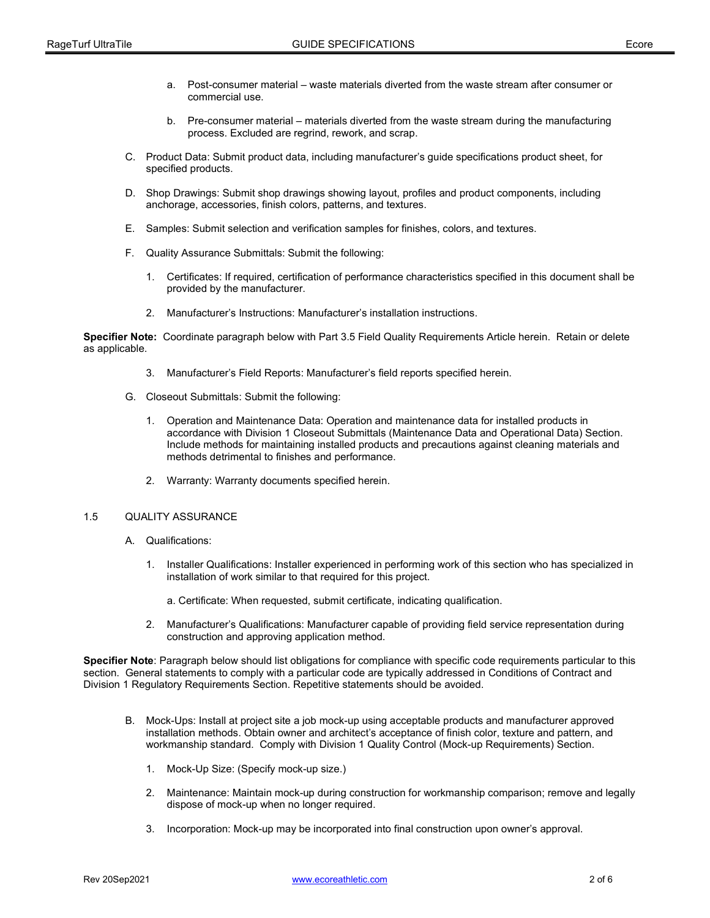a. Post-consumer material – waste materials diverted from the waste stream after consumer or commercial use.

b. Pre-consumer material – materials diverted from the waste stream during the manufacturing process. Excluded are regrind, rework, and scrap.

C. Product Data: Submit product data, including manufacturer's guide specifications product sheet, for specified products.

D. Shop Drawings: Submit shop drawings showing layout, profiles and product components, including anchorage, accessories, finish colors, patterns, and textures.

E. Samples: Submit selection and verification samples for finishes, colors, and textures.

F. Quality Assurance Submittals: Submit the following:

1. Certificates: If required, certification of performance characteristics specified in this document shall be provided by the manufacturer.

2. Manufacturer's Instructions: Manufacturer's installation instructions.

**Specifier Note:** Coordinate paragraph below with Part 3.5 Field Quality Requirements Article herein. Retain or delete as applicable.

3. Manufacturer's Field Reports: Manufacturer's field reports specified herein.

G. Closeout Submittals: Submit the following:

1. Operation and Maintenance Data: Operation and maintenance data for installed products in accordance with Division 1 Closeout Submittals (Maintenance Data and Operational Data) Section. Include methods for maintaining installed products and precautions against cleaning materials and methods detrimental to finishes and performance.

2. Warranty: Warranty documents specified herein.

## 1.5 QUALITY ASSURANCE

A. Qualifications:

1. Installer Qualifications: Installer experienced in performing work of this section who has specialized in installation of work similar to that required for this project.

   a. Certificate: When requested, submit certificate, indicating qualification.

2. Manufacturer's Qualifications: Manufacturer capable of providing field service representation during construction and approving application method.

**Specifier Note**: Paragraph below should list obligations for compliance with specific code requirements particular to this section. General statements to comply with a particular code are typically addressed in Conditions of Contract and Division 1 Regulatory Requirements Section. Repetitive statements should be avoided.

B. Mock-Ups: Install at project site a job mock-up using acceptable products and manufacturer approved installation methods. Obtain owner and architect's acceptance of finish color, texture and pattern, and workmanship standard. Comply with Division 1 Quality Control (Mock-up Requirements) Section.

1. Mock-Up Size: (Specify mock-up size.)

2. Maintenance: Maintain mock-up during construction for workmanship comparison; remove and legally dispose of mock-up when no longer required.

3. Incorporation: Mock-up may be incorporated into final construction upon owner's approval.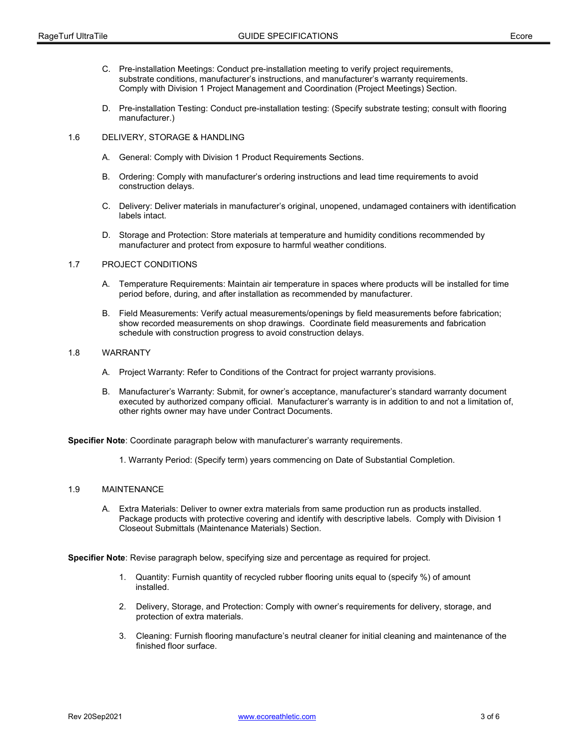C. Pre-installation Meetings: Conduct pre-installation meeting to verify project requirements, substrate conditions, manufacturer's instructions, and manufacturer's warranty requirements. Comply with Division 1 Project Management and Coordination (Project Meetings) Section.

D. Pre-installation Testing: Conduct pre-installation testing: (Specify substrate testing; consult with flooring manufacturer.)

## 1.6 DELIVERY, STORAGE & HANDLING

A. General: Comply with Division 1 Product Requirements Sections.

B. Ordering: Comply with manufacturer's ordering instructions and lead time requirements to avoid construction delays.

C. Delivery: Deliver materials in manufacturer's original, unopened, undamaged containers with identification labels intact.

D. Storage and Protection: Store materials at temperature and humidity conditions recommended by manufacturer and protect from exposure to harmful weather conditions.

## 1.7 PROJECT CONDITIONS

A. Temperature Requirements: Maintain air temperature in spaces where products will be installed for time period before, during, and after installation as recommended by manufacturer.

B. Field Measurements: Verify actual measurements/openings by field measurements before fabrication; show recorded measurements on shop drawings. Coordinate field measurements and fabrication schedule with construction progress to avoid construction delays.

## 1.8 WARRANTY

A. Project Warranty: Refer to Conditions of the Contract for project warranty provisions.

B. Manufacturer's Warranty: Submit, for owner's acceptance, manufacturer's standard warranty document executed by authorized company official. Manufacturer's warranty is in addition to and not a limitation of, other rights owner may have under Contract Documents.

**Specifier Note**: Coordinate paragraph below with manufacturer's warranty requirements.

1. Warranty Period: (Specify term) years commencing on Date of Substantial Completion.

## 1.9 MAINTENANCE

A. Extra Materials: Deliver to owner extra materials from same production run as products installed. Package products with protective covering and identify with descriptive labels. Comply with Division 1 Closeout Submittals (Maintenance Materials) Section.

**Specifier Note**: Revise paragraph below, specifying size and percentage as required for project.

1. Quantity: Furnish quantity of recycled rubber flooring units equal to (specify %) of amount installed.
2. Delivery, Storage, and Protection: Comply with owner's requirements for delivery, storage, and protection of extra materials.
3. Cleaning: Furnish flooring manufacture's neutral cleaner for initial cleaning and maintenance of the finished floor surface.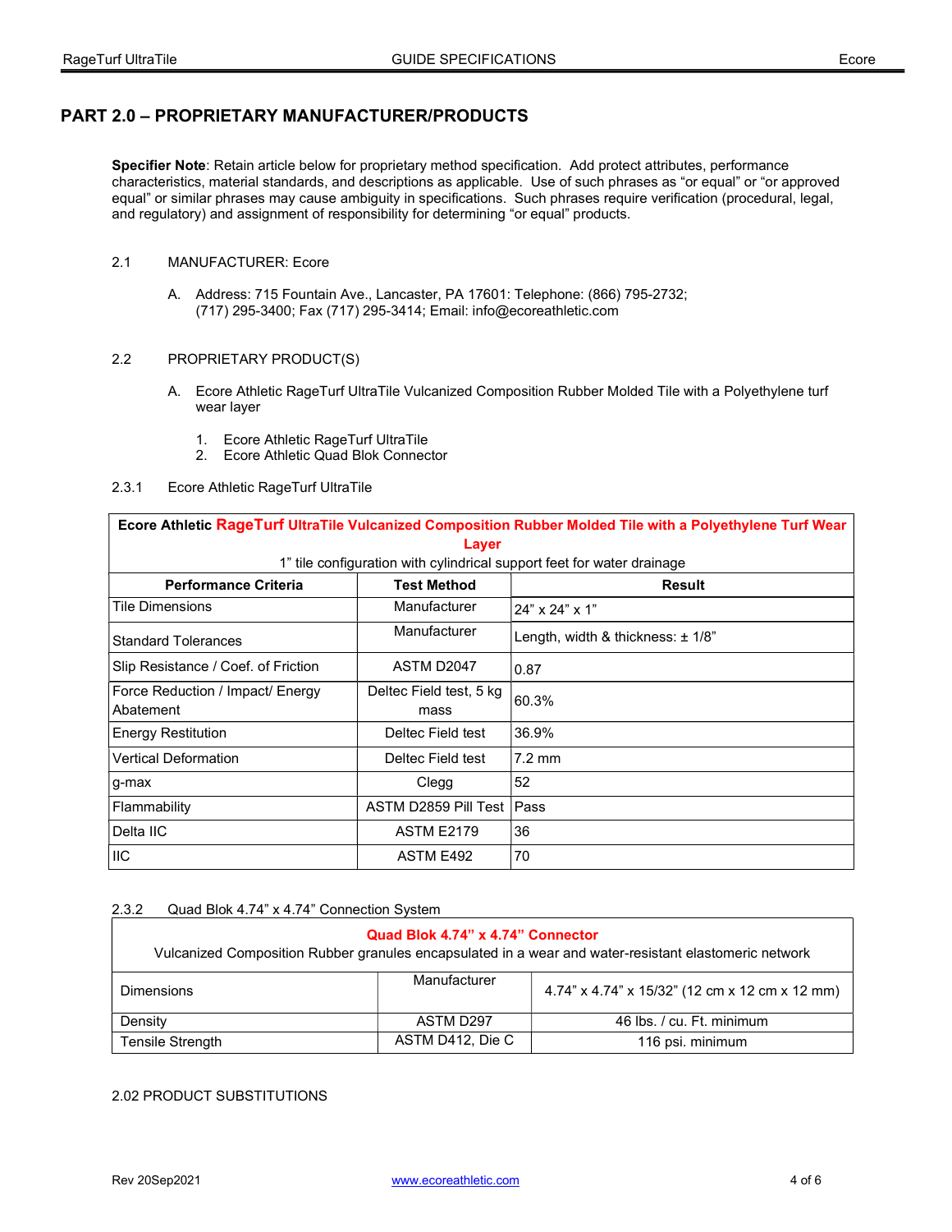## PART 2.0 – PROPRIETARY MANUFACTURER/PRODUCTS

**Specifier Note**: Retain article below for proprietary method specification. Add protect attributes, performance characteristics, material standards, and descriptions as applicable. Use of such phrases as "or equal" or "or approved equal" or similar phrases may cause ambiguity in specifications. Such phrases require verification (procedural, legal, and regulatory) and assignment of responsibility for determining "or equal" products.

2.1 MANUFACTURER: Ecore

A. Address: 715 Fountain Ave., Lancaster, PA 17601: Telephone: (866) 795-2732; (717) 295-3400; Fax (717) 295-3414; Email: info@ecoreathletic.com

2.2 PROPRIETARY PRODUCT(S)

A. Ecore Athletic RageTurf UltraTile Vulcanized Composition Rubber Molded Tile with a Polyethylene turf wear layer

1. Ecore Athletic RageTurf UltraTile
2. Ecore Athletic Quad Blok Connector

2.3.1 Ecore Athletic RageTurf UltraTile

| **Ecore Athletic RageTurf UltraTile Vulcanized Composition Rubber Molded Tile with a Polyethylene Turf Wear Layer**<br>1" tile configuration with cylindrical support feet for water drainage | | |
|---|---|---|
| **Performance Criteria** | **Test Method** | **Result** |
| Tile Dimensions | Manufacturer | 24" x 24" x 1" |
| Standard Tolerances | Manufacturer | Length, width & thickness: ± 1/8" |
| Slip Resistance / Coef. of Friction | ASTM D2047 | 0.87 |
| Force Reduction / Impact/ Energy Abatement | Deltec Field test, 5 kg mass | 60.3% |
| Energy Restitution | Deltec Field test | 36.9% |
| Vertical Deformation | Deltec Field test | 7.2 mm |
| g-max | Clegg | 52 |
| Flammability | ASTM D2859 Pill Test | Pass |
| Delta IIC | ASTM E2179 | 36 |
| IIC | ASTM E492 | 70 |

2.3.2 Quad Blok 4.74" x 4.74" Connection System

| **Quad Blok 4.74" x 4.74" Connector**<br>Vulcanized Composition Rubber granules encapsulated in a wear and water-resistant elastomeric network | | |
|---|---|---|
| Dimensions | Manufacturer | 4.74" x 4.74" x 15/32" (12 cm x 12 cm x 12 mm) |
| Density | ASTM D297 | 46 lbs. / cu. Ft. minimum |
| Tensile Strength | ASTM D412, Die C | 116 psi. minimum |

2.02 PRODUCT SUBSTITUTIONS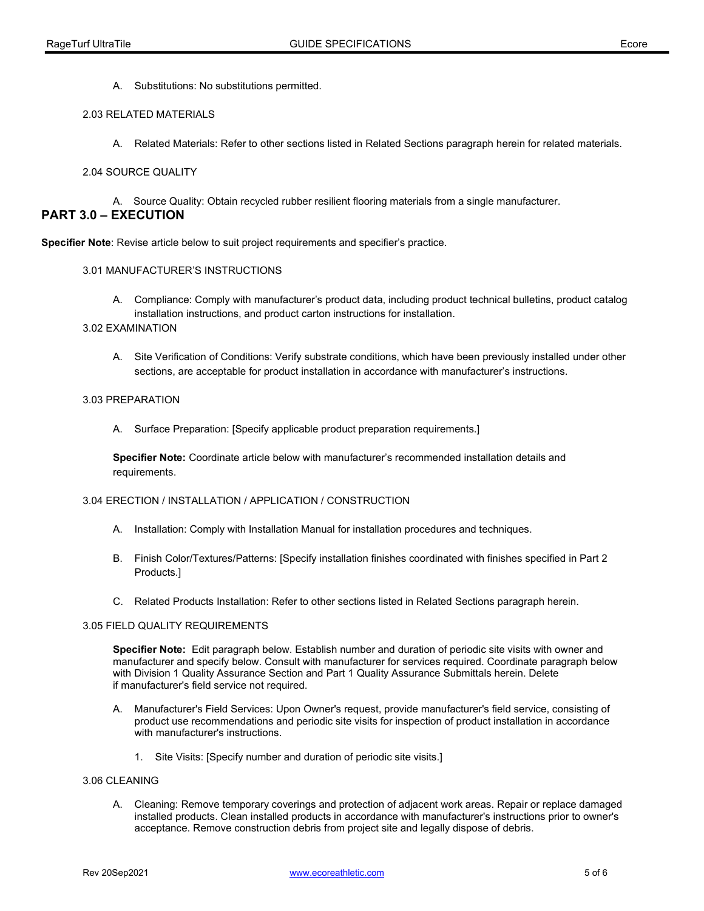A. Substitutions: No substitutions permitted.

2.03 RELATED MATERIALS

A. Related Materials: Refer to other sections listed in Related Sections paragraph herein for related materials.

2.04 SOURCE QUALITY

A. Source Quality: Obtain recycled rubber resilient flooring materials from a single manufacturer.

## PART 3.0 – EXECUTION

**Specifier Note**: Revise article below to suit project requirements and specifier's practice.

3.01 MANUFACTURER'S INSTRUCTIONS

A. Compliance: Comply with manufacturer's product data, including product technical bulletins, product catalog installation instructions, and product carton instructions for installation.

3.02 EXAMINATION

A. Site Verification of Conditions: Verify substrate conditions, which have been previously installed under other sections, are acceptable for product installation in accordance with manufacturer's instructions.

3.03 PREPARATION

A. Surface Preparation: [Specify applicable product preparation requirements.]

**Specifier Note:** Coordinate article below with manufacturer's recommended installation details and requirements.

3.04 ERECTION / INSTALLATION / APPLICATION / CONSTRUCTION

A. Installation: Comply with Installation Manual for installation procedures and techniques.

B. Finish Color/Textures/Patterns: [Specify installation finishes coordinated with finishes specified in Part 2 Products.]

C. Related Products Installation: Refer to other sections listed in Related Sections paragraph herein.

3.05 FIELD QUALITY REQUIREMENTS

**Specifier Note:** Edit paragraph below. Establish number and duration of periodic site visits with owner and manufacturer and specify below. Consult with manufacturer for services required. Coordinate paragraph below with Division 1 Quality Assurance Section and Part 1 Quality Assurance Submittals herein. Delete if manufacturer's field service not required.

A. Manufacturer's Field Services: Upon Owner's request, provide manufacturer's field service, consisting of product use recommendations and periodic site visits for inspection of product installation in accordance with manufacturer's instructions.

1. Site Visits: [Specify number and duration of periodic site visits.]

3.06 CLEANING

A. Cleaning: Remove temporary coverings and protection of adjacent work areas. Repair or replace damaged installed products. Clean installed products in accordance with manufacturer's instructions prior to owner's acceptance. Remove construction debris from project site and legally dispose of debris.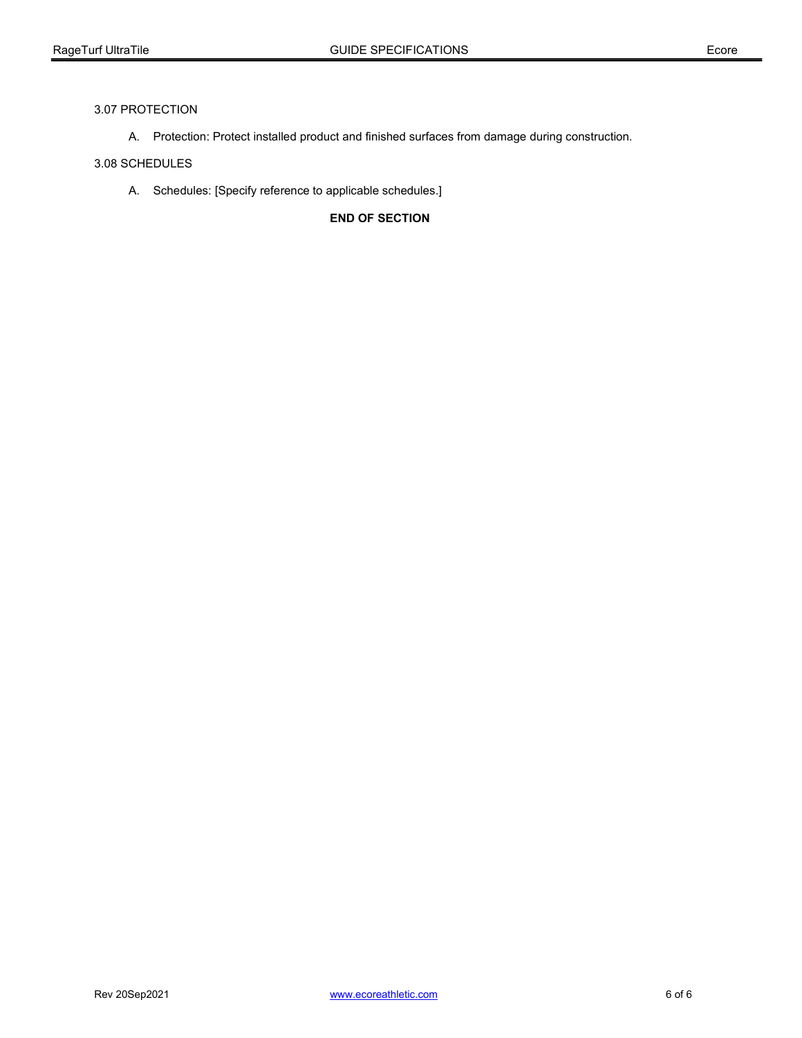### 3.07 PROTECTION

A. Protection: Protect installed product and finished surfaces from damage during construction.

### 3.08 SCHEDULES

A. Schedules: [Specify reference to applicable schedules.]

**END OF SECTION**